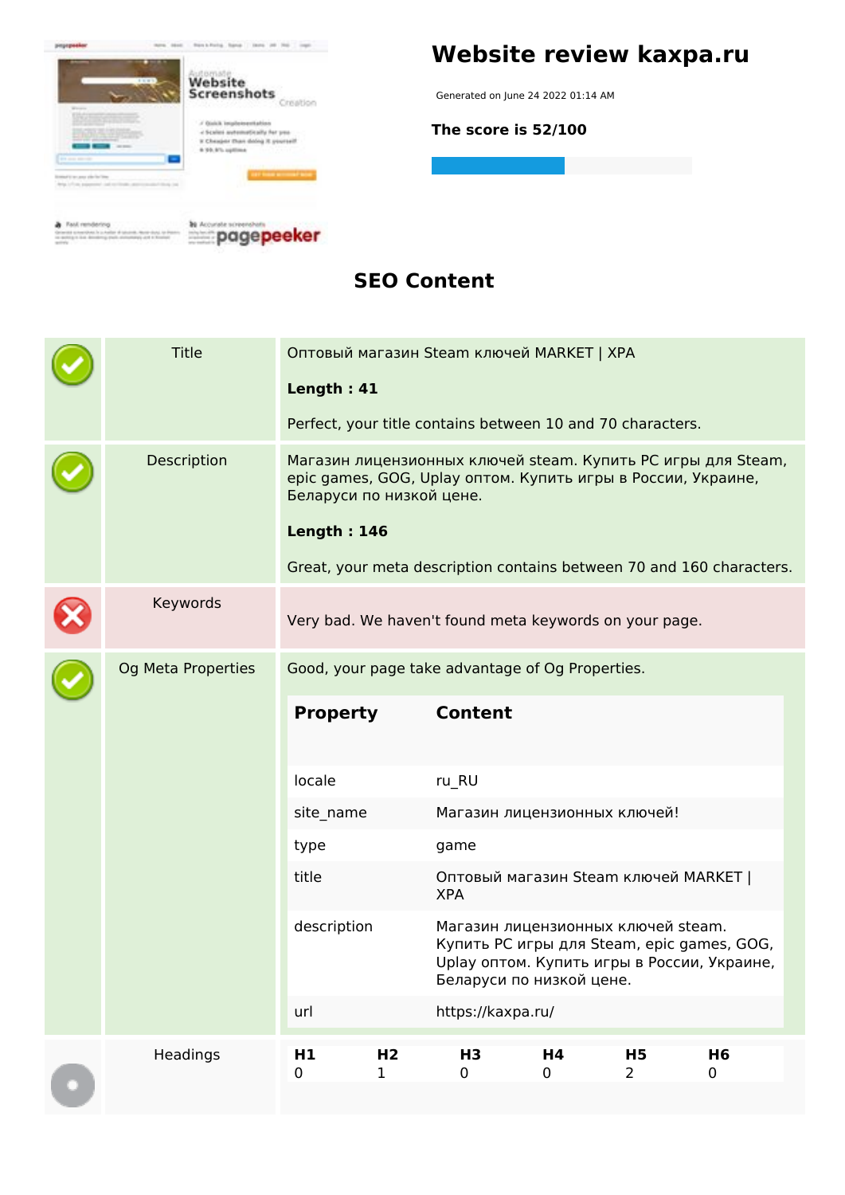# Website review kaxpa.ru

Generated on June 24 2022 01:14 AM

**The score is 52/100**

## SEO Content

| | | |
|---|---|---|
| ✓ | Title | Оптовый магазин Steam ключей MARKET \| XPA<br><br>**Length : 41**<br><br>Perfect, your title contains between 10 and 70 characters. |
| ✓ | Description | Магазин лицензионных ключей steam. Купить PC игры для Steam, epic games, GOG, Uplay оптом. Купить игры в России, Украине, Беларуси по низкой цене.<br><br>**Length : 146**<br><br>Great, your meta description contains between 70 and 160 characters. |
| ✗ | Keywords | Very bad. We haven't found meta keywords on your page. |
| ✓ | Og Meta Properties | Good, your page take advantage of Og Properties. |

| Property | Content |
|---|---|
| locale | ru_RU |
| site_name | Магазин лицензионных ключей! |
| type | game |
| title | Оптовый магазин Steam ключей MARKET \| XPA |
| description | Магазин лицензионных ключей steam. Купить PC игры для Steam, epic games, GOG, Uplay оптом. Купить игры в России, Украине, Беларуси по низкой цене. |
| url | https://kaxpa.ru/ |

Headings

| H1 | H2 | H3 | H4 | H5 | H6 |
|---|---|---|---|---|---|
| 0 | 1 | 0 | 0 | 2 | 0 |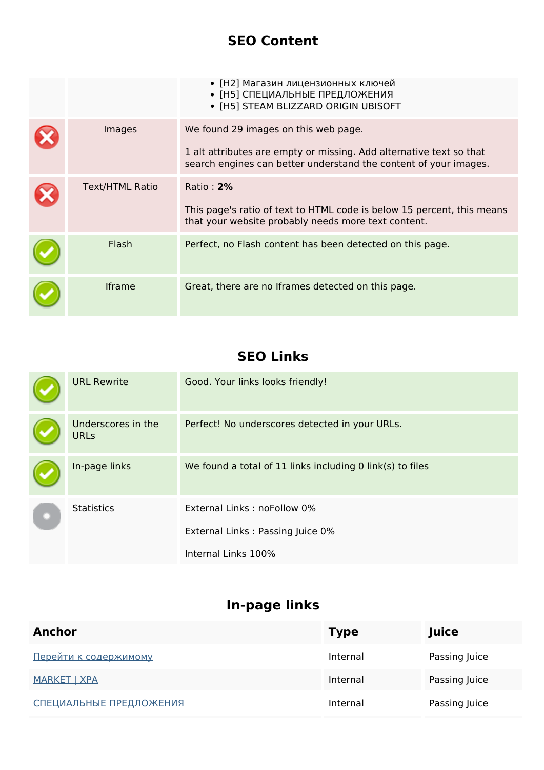## SEO Content

| | | |
|---|---|---|
| | | • [H2] Магазин лицензионных ключей<br>• [H5] СПЕЦИАЛЬНЫЕ ПРЕДЛОЖЕНИЯ<br>• [H5] STEAM BLIZZARD ORIGIN UBISOFT |
| ✗ | Images | We found 29 images on this web page.<br><br>1 alt attributes are empty or missing. Add alternative text so that search engines can better understand the content of your images. |
| ✗ | Text/HTML Ratio | Ratio : **2%**<br><br>This page's ratio of text to HTML code is below 15 percent, this means that your website probably needs more text content. |
| ✓ | Flash | Perfect, no Flash content has been detected on this page. |
| ✓ | Iframe | Great, there are no Iframes detected on this page. |

## SEO Links

| | | |
|---|---|---|
| ✓ | URL Rewrite | Good. Your links looks friendly! |
| ✓ | Underscores in the URLs | Perfect! No underscores detected in your URLs. |
| ✓ | In-page links | We found a total of 11 links including 0 link(s) to files |
| ● | Statistics | External Links : noFollow 0%<br><br>External Links : Passing Juice 0%<br><br>Internal Links 100% |

## In-page links

| Anchor | Type | Juice |
|---|---|---|
| Перейти к содержимому | Internal | Passing Juice |
| MARKET \| XPA | Internal | Passing Juice |
| СПЕЦИАЛЬНЫЕ ПРЕДЛОЖЕНИЯ | Internal | Passing Juice |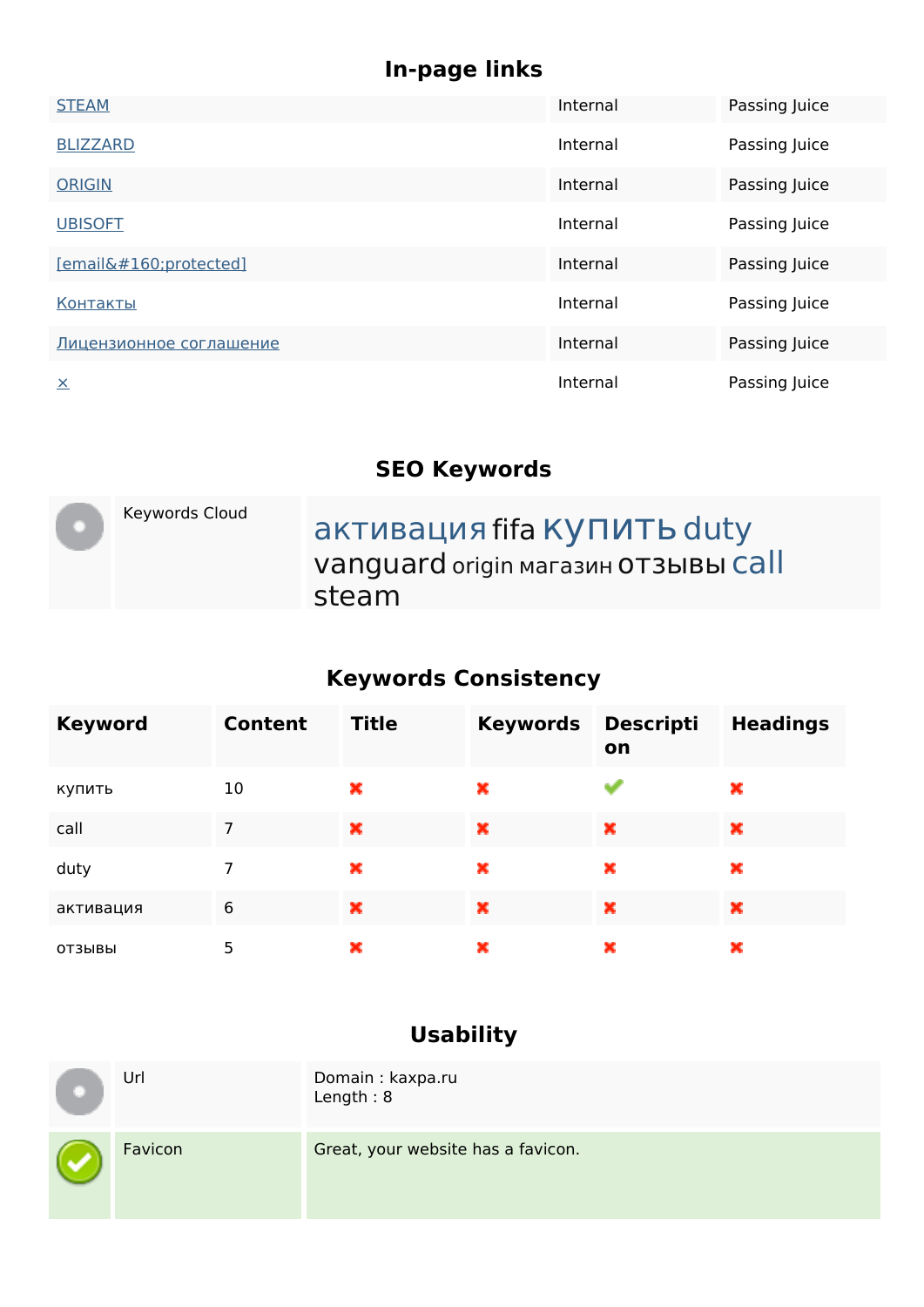## In-page links

| | | |
|---|---|---|
| STEAM | Internal | Passing Juice |
| BLIZZARD | Internal | Passing Juice |
| ORIGIN | Internal | Passing Juice |
| UBISOFT | Internal | Passing Juice |
| [email&#160;protected] | Internal | Passing Juice |
| Контакты | Internal | Passing Juice |
| Лицензионное соглашение | Internal | Passing Juice |
| × | Internal | Passing Juice |

## SEO Keywords

| | | |
|---|---|---|
| | Keywords Cloud | активация fifa купить duty vanguard origin магазин отзывы call steam |

## Keywords Consistency

| Keyword | Content | Title | Keywords | Description | Headings |
|---|---|---|---|---|---|
| купить | 10 | ✖ | ✖ | ✔ | ✖ |
| call | 7 | ✖ | ✖ | ✖ | ✖ |
| duty | 7 | ✖ | ✖ | ✖ | ✖ |
| активация | 6 | ✖ | ✖ | ✖ | ✖ |
| отзывы | 5 | ✖ | ✖ | ✖ | ✖ |

## Usability

| | | |
|---|---|---|
| | Url | Domain : kaxpa.ru<br>Length : 8 |
| ✔ | Favicon | Great, your website has a favicon. |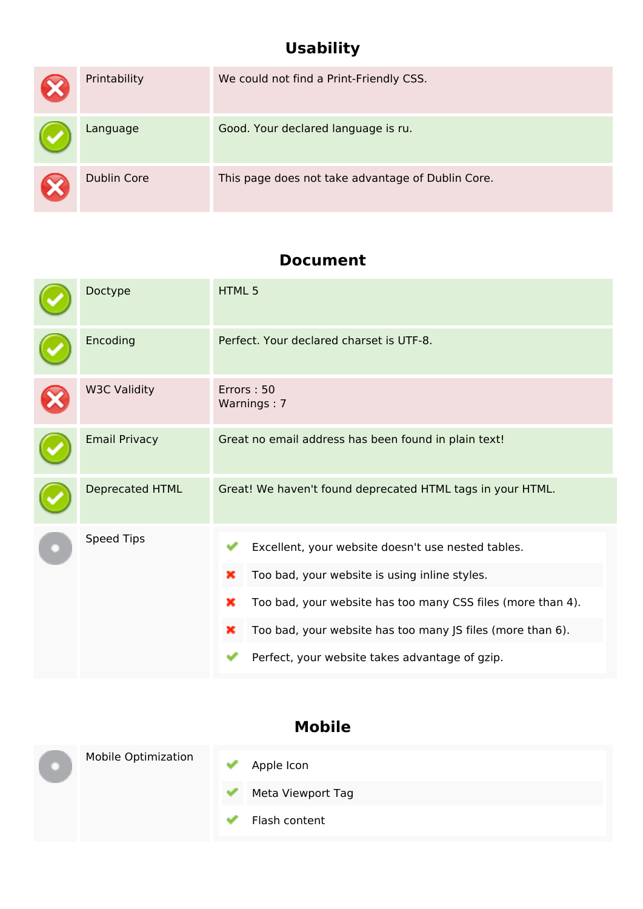## Usability

| Status | Check | Result |
|---|---|---|
| ✗ | Printability | We could not find a Print-Friendly CSS. |
| ✓ | Language | Good. Your declared language is ru. |
| ✗ | Dublin Core | This page does not take advantage of Dublin Core. |

## Document

| Status | Check | Result |
|---|---|---|
| ✓ | Doctype | HTML 5 |
| ✓ | Encoding | Perfect. Your declared charset is UTF-8. |
| ✗ | W3C Validity | Errors : 50<br>Warnings : 7 |
| ✓ | Email Privacy | Great no email address has been found in plain text! |
| ✓ | Deprecated HTML | Great! We haven't found deprecated HTML tags in your HTML. |
| ● | Speed Tips | ✓ Excellent, your website doesn't use nested tables.<br>✗ Too bad, your website is using inline styles.<br>✗ Too bad, your website has too many CSS files (more than 4).<br>✗ Too bad, your website has too many JS files (more than 6).<br>✓ Perfect, your website takes advantage of gzip. |

## Mobile

| Status | Check | Result |
|---|---|---|
| ● | Mobile Optimization | ✓ Apple Icon<br>✓ Meta Viewport Tag<br>✓ Flash content |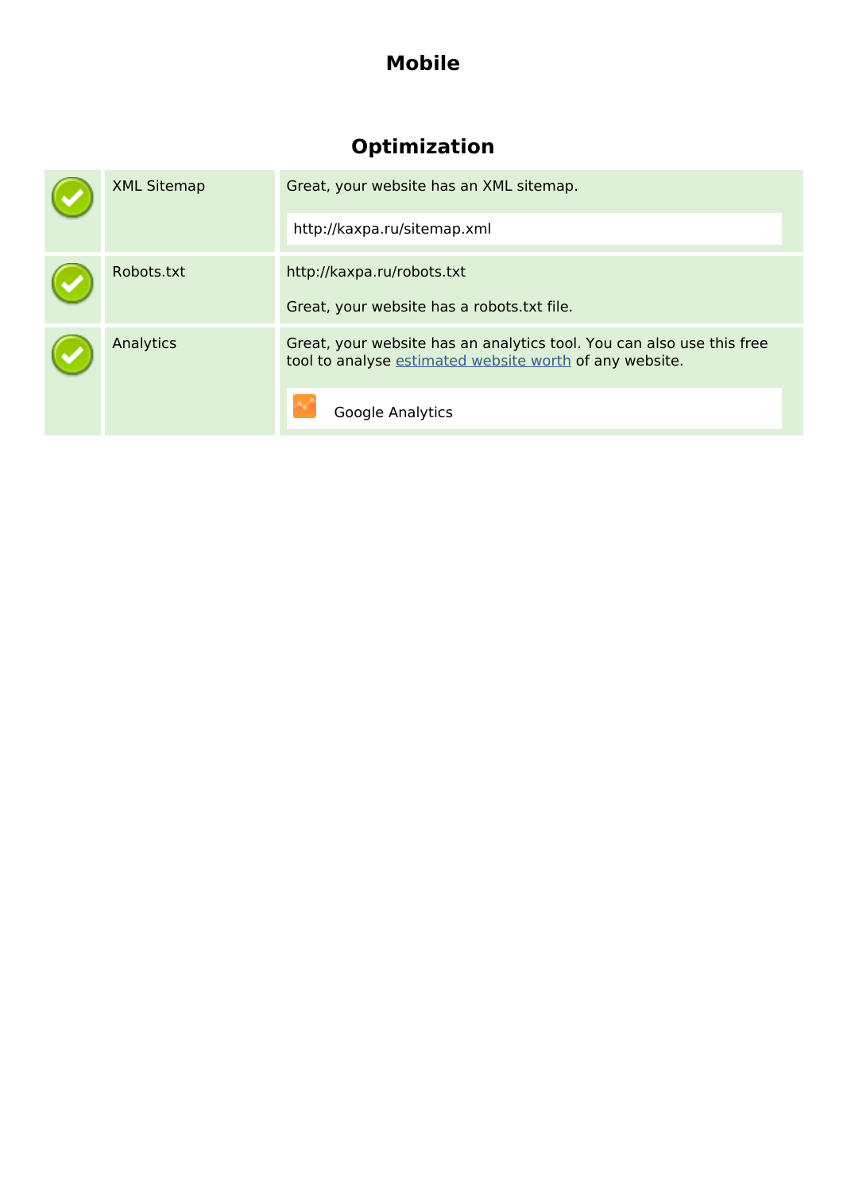## Mobile

## Optimization

| | | |
|---|---|---|
| | XML Sitemap | Great, your website has an XML sitemap.<br><br>http://kaxpa.ru/sitemap.xml |
| | Robots.txt | http://kaxpa.ru/robots.txt<br><br>Great, your website has a robots.txt file. |
| | Analytics | Great, your website has an analytics tool. You can also use this free tool to analyse estimated website worth of any website.<br><br>Google Analytics |